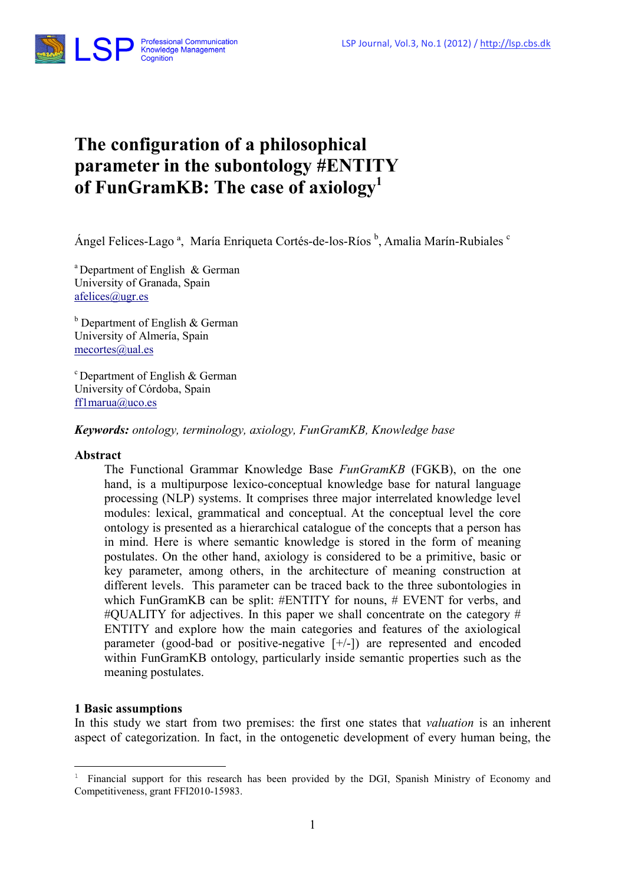# The configuration of a philosophical parameter in the subontology #ENTITY of FunGramKB: The case of axiology[1]

Ángel Felices-Lago [a], María Enriqueta Cortés-de-los-Ríos [b], Amalia Marín-Rubiales [c]

[a] Department of English & German
University of Granada, Spain
afelices@ugr.es

[b] Department of English & German
University of Almería, Spain
mecortes@ual.es

[c] Department of English & German
University of Córdoba, Spain
ff1marua@uco.es

***Keywords:*** *ontology, terminology, axiology, FunGramKB, Knowledge base*

## Abstract

The Functional Grammar Knowledge Base *FunGramKB* (FGKB), on the one hand, is a multipurpose lexico-conceptual knowledge base for natural language processing (NLP) systems. It comprises three major interrelated knowledge level modules: lexical, grammatical and conceptual. At the conceptual level the core ontology is presented as a hierarchical catalogue of the concepts that a person has in mind. Here is where semantic knowledge is stored in the form of meaning postulates. On the other hand, axiology is considered to be a primitive, basic or key parameter, among others, in the architecture of meaning construction at different levels. This parameter can be traced back to the three subontologies in which FunGramKB can be split: #ENTITY for nouns, # EVENT for verbs, and #QUALITY for adjectives. In this paper we shall concentrate on the category # ENTITY and explore how the main categories and features of the axiological parameter (good-bad or positive-negative [+/-]) are represented and encoded within FunGramKB ontology, particularly inside semantic properties such as the meaning postulates.

## 1 Basic assumptions

In this study we start from two premises: the first one states that *valuation* is an inherent aspect of categorization. In fact, in the ontogenetic development of every human being, the

[1] Financial support for this research has been provided by the DGI, Spanish Ministry of Economy and Competitiveness, grant FFI2010-15983.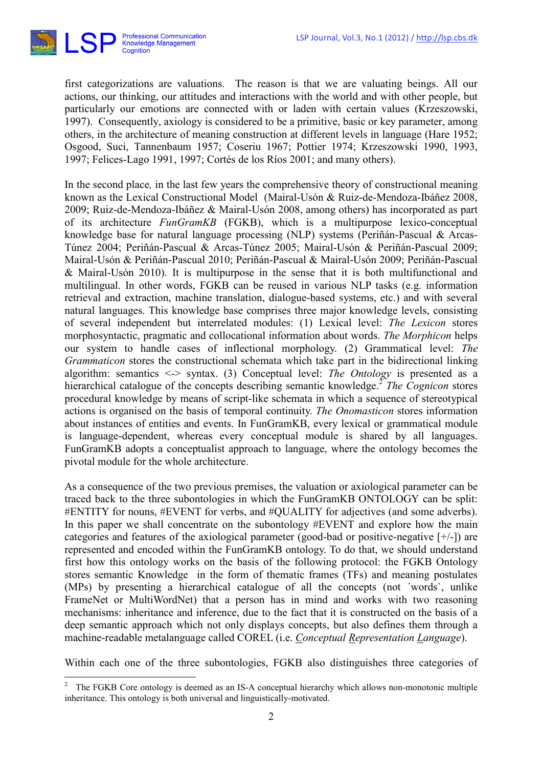first categorizations are valuations. The reason is that we are valuating beings. All our actions, our thinking, our attitudes and interactions with the world and with other people, but particularly our emotions are connected with or laden with certain values (Krzeszowski, 1997). Consequently, axiology is considered to be a primitive, basic or key parameter, among others, in the architecture of meaning construction at different levels in language (Hare 1952; Osgood, Suci, Tannenbaum 1957; Coseriu 1967; Pottier 1974; Krzeszowski 1990, 1993, 1997; Felices-Lago 1991, 1997; Cortés de los Ríos 2001; and many others).

In the second place, in the last few years the comprehensive theory of constructional meaning known as the Lexical Constructional Model (Mairal-Usón & Ruiz-de-Mendoza-Ibáñez 2008, 2009; Ruiz-de-Mendoza-Ibáñez & Mairal-Usón 2008, among others) has incorporated as part of its architecture *FunGramKB* (FGKB), which is a multipurpose lexico-conceptual knowledge base for natural language processing (NLP) systems (Periñán-Pascual & Arcas-Túnez 2004; Periñán-Pascual & Arcas-Túnez 2005; Mairal-Usón & Periñán-Pascual 2009; Mairal-Usón & Periñán-Pascual 2010; Periñán-Pascual & Mairal-Usón 2009; Periñán-Pascual & Mairal-Usón 2010). It is multipurpose in the sense that it is both multifunctional and multilingual. In other words, FGKB can be reused in various NLP tasks (e.g. information retrieval and extraction, machine translation, dialogue-based systems, etc.) and with several natural languages. This knowledge base comprises three major knowledge levels, consisting of several independent but interrelated modules: (1) Lexical level: *The Lexicon* stores morphosyntactic, pragmatic and collocational information about words. *The Morphicon* helps our system to handle cases of inflectional morphology. (2) Grammatical level: *The Grammaticon* stores the constructional schemata which take part in the bidirectional linking algorithm: semantics <-> syntax. (3) Conceptual level: *The Ontology* is presented as a hierarchical catalogue of the concepts describing semantic knowledge.[2] *The Cognicon* stores procedural knowledge by means of script-like schemata in which a sequence of stereotypical actions is organised on the basis of temporal continuity. *The Onomasticon* stores information about instances of entities and events. In FunGramKB, every lexical or grammatical module is language-dependent, whereas every conceptual module is shared by all languages. FunGramKB adopts a conceptualist approach to language, where the ontology becomes the pivotal module for the whole architecture.

As a consequence of the two previous premises, the valuation or axiological parameter can be traced back to the three subontologies in which the FunGramKB ONTOLOGY can be split: #ENTITY for nouns, #EVENT for verbs, and #QUALITY for adjectives (and some adverbs). In this paper we shall concentrate on the subontology #EVENT and explore how the main categories and features of the axiological parameter (good-bad or positive-negative [+/-]) are represented and encoded within the FunGramKB ontology. To do that, we should understand first how this ontology works on the basis of the following protocol: the FGKB Ontology stores semantic Knowledge in the form of thematic frames (TFs) and meaning postulates (MPs) by presenting a hierarchical catalogue of all the concepts (not ´words`, unlike FrameNet or MultiWordNet) that a person has in mind and works with two reasoning mechanisms: inheritance and inference, due to the fact that it is constructed on the basis of a deep semantic approach which not only displays concepts, but also defines them through a machine-readable metalanguage called COREL (i.e. *C*onceptual *R*epresentation *L*anguage).

Within each one of the three subontologies, FGKB also distinguishes three categories of

[2] The FGKB Core ontology is deemed as an IS-A conceptual hierarchy which allows non-monotonic multiple inheritance. This ontology is both universal and linguistically-motivated.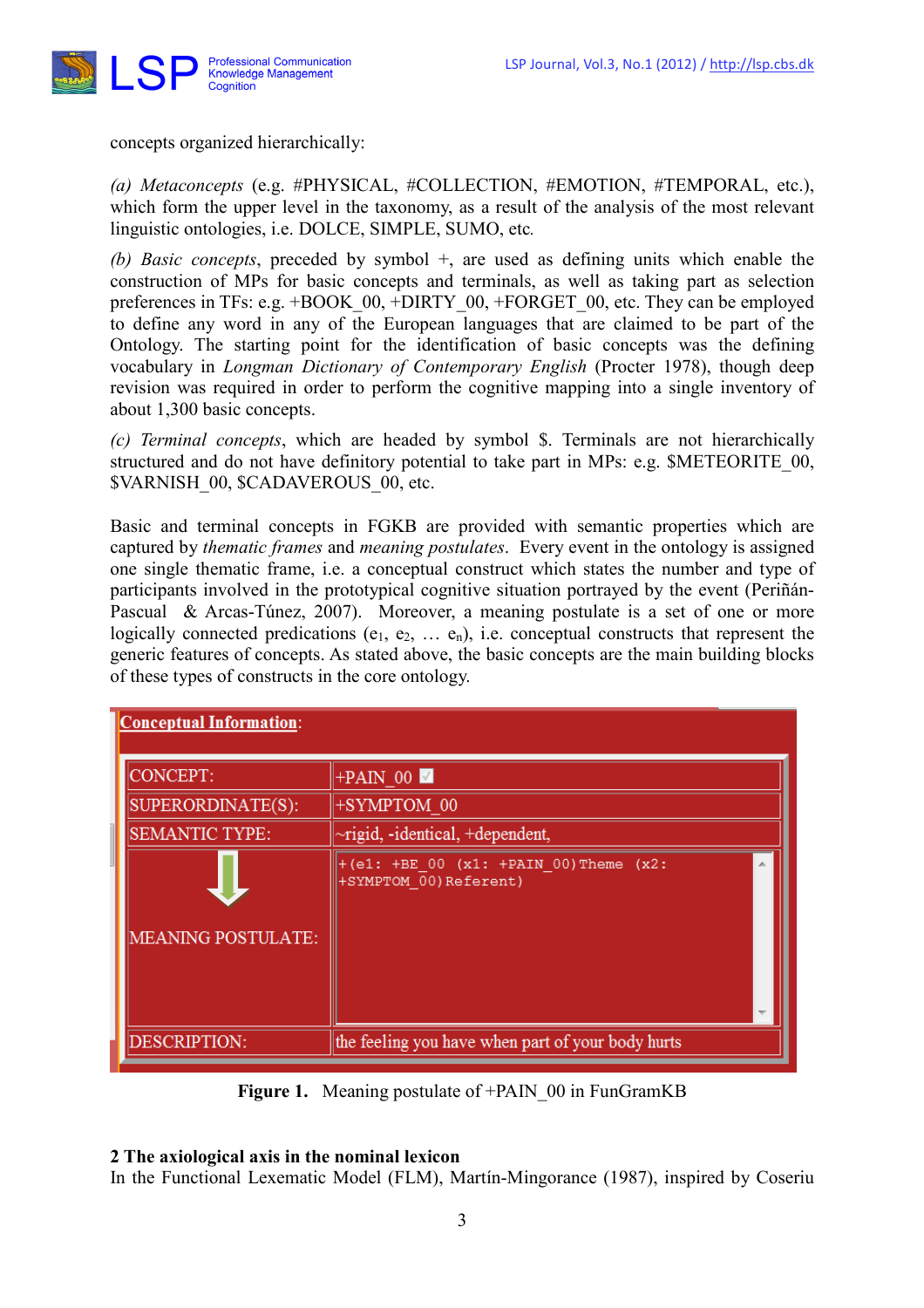concepts organized hierarchically:

*(a) Metaconcepts* (e.g. #PHYSICAL, #COLLECTION, #EMOTION, #TEMPORAL, etc.), which form the upper level in the taxonomy, as a result of the analysis of the most relevant linguistic ontologies, i.e. DOLCE, SIMPLE, SUMO, etc.

*(b) Basic concepts*, preceded by symbol +, are used as defining units which enable the construction of MPs for basic concepts and terminals, as well as taking part as selection preferences in TFs: e.g. +BOOK_00, +DIRTY_00, +FORGET_00, etc. They can be employed to define any word in any of the European languages that are claimed to be part of the Ontology. The starting point for the identification of basic concepts was the defining vocabulary in *Longman Dictionary of Contemporary English* (Procter 1978), though deep revision was required in order to perform the cognitive mapping into a single inventory of about 1,300 basic concepts.

*(c) Terminal concepts*, which are headed by symbol $. Terminals are not hierarchically structured and do not have definitory potential to take part in MPs: e.g. $METEORITE_00, $VARNISH_00, $CADAVEROUS_00, etc.

Basic and terminal concepts in FGKB are provided with semantic properties which are captured by *thematic frames* and *meaning postulates*. Every event in the ontology is assigned one single thematic frame, i.e. a conceptual construct which states the number and type of participants involved in the prototypical cognitive situation portrayed by the event (Periñán-Pascual & Arcas-Túnez, 2007). Moreover, a meaning postulate is a set of one or more logically connected predications ($e_1$, $e_2$, … $e_n$), i.e. conceptual constructs that represent the generic features of concepts. As stated above, the basic concepts are the main building blocks of these types of constructs in the core ontology.

**Conceptual Information:**

| | |
|---|---|
| CONCEPT: | +PAIN_00 |
| SUPERORDINATE(S): | +SYMPTOM_00 |
| SEMANTIC TYPE: | ~rigid, -identical, +dependent, |
| MEANING POSTULATE: | +(e1: +BE_00 (x1: +PAIN_00)Theme (x2: +SYMPTOM_00)Referent) |
| DESCRIPTION: | the feeling you have when part of your body hurts |

**Figure 1.** Meaning postulate of +PAIN_00 in FunGramKB

## 2 The axiological axis in the nominal lexicon

In the Functional Lexematic Model (FLM), Martín-Mingorance (1987), inspired by Coseriu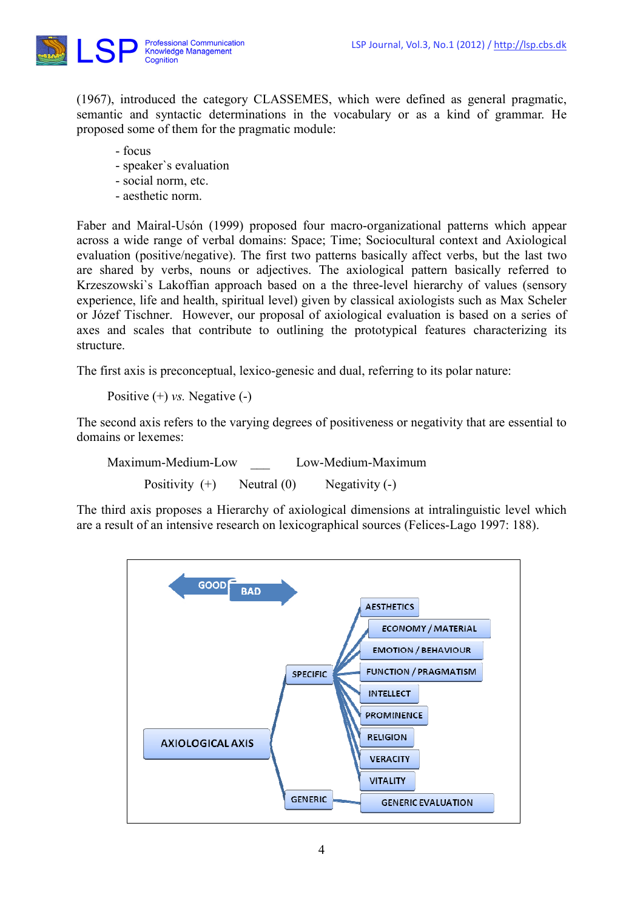(1967), introduced the category CLASSEMES, which were defined as general pragmatic, semantic and syntactic determinations in the vocabulary or as a kind of grammar. He proposed some of them for the pragmatic module:

- focus
- speaker`s evaluation
- social norm, etc.
- aesthetic norm.

Faber and Mairal-Usón (1999) proposed four macro-organizational patterns which appear across a wide range of verbal domains: Space; Time; Sociocultural context and Axiological evaluation (positive/negative). The first two patterns basically affect verbs, but the last two are shared by verbs, nouns or adjectives. The axiological pattern basically referred to Krzeszowski`s Lakoffian approach based on a the three-level hierarchy of values (sensory experience, life and health, spiritual level) given by classical axiologists such as Max Scheler or Józef Tischner. However, our proposal of axiological evaluation is based on a series of axes and scales that contribute to outlining the prototypical features characterizing its structure.

The first axis is preconceptual, lexico-genesic and dual, referring to its polar nature:

Positive (+) *vs.* Negative (-)

The second axis refers to the varying degrees of positiveness or negativity that are essential to domains or lexemes:

Maximum-Medium-Low ___ Low-Medium-Maximum

Positivity (+) Neutral (0) Negativity (-)

The third axis proposes a Hierarchy of axiological dimensions at intralinguistic level which are a result of an intensive research on lexicographical sources (Felices-Lago 1997: 188).

GOOD ⟷ BAD

- AXIOLOGICAL AXIS
  - SPECIFIC
    - AESTHETICS
    - ECONOMY / MATERIAL
    - EMOTION / BEHAVIOUR
    - FUNCTION / PRAGMATISM
    - INTELLECT
    - PROMINENCE
    - RELIGION
    - VERACITY
    - VITALITY
  - GENERIC
    - GENERIC EVALUATION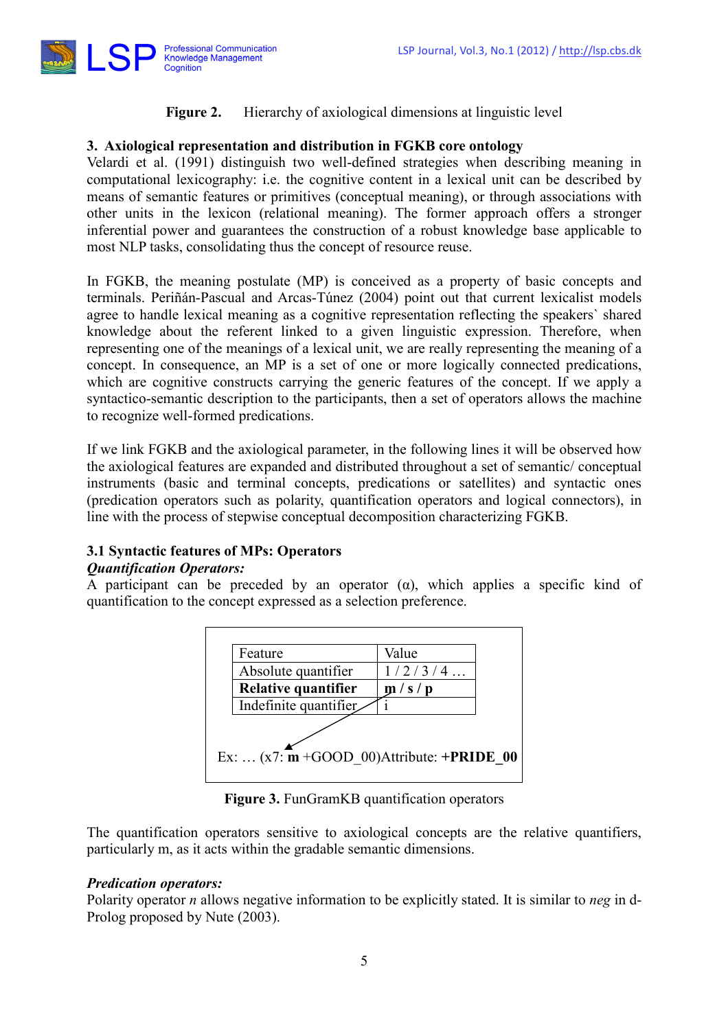**Figure 2.** Hierarchy of axiological dimensions at linguistic level

## 3. Axiological representation and distribution in FGKB core ontology

Velardi et al. (1991) distinguish two well-defined strategies when describing meaning in computational lexicography: i.e. the cognitive content in a lexical unit can be described by means of semantic features or primitives (conceptual meaning), or through associations with other units in the lexicon (relational meaning). The former approach offers a stronger inferential power and guarantees the construction of a robust knowledge base applicable to most NLP tasks, consolidating thus the concept of resource reuse.

In FGKB, the meaning postulate (MP) is conceived as a property of basic concepts and terminals. Periñán-Pascual and Arcas-Túnez (2004) point out that current lexicalist models agree to handle lexical meaning as a cognitive representation reflecting the speakers` shared knowledge about the referent linked to a given linguistic expression. Therefore, when representing one of the meanings of a lexical unit, we are really representing the meaning of a concept. In consequence, an MP is a set of one or more logically connected predications, which are cognitive constructs carrying the generic features of the concept. If we apply a syntactico-semantic description to the participants, then a set of operators allows the machine to recognize well-formed predications.

If we link FGKB and the axiological parameter, in the following lines it will be observed how the axiological features are expanded and distributed throughout a set of semantic/ conceptual instruments (basic and terminal concepts, predications or satellites) and syntactic ones (predication operators such as polarity, quantification operators and logical connectors), in line with the process of stepwise conceptual decomposition characterizing FGKB.

### 3.1 Syntactic features of MPs: Operators

***Quantification Operators:***

A participant can be preceded by an operator (α), which applies a specific kind of quantification to the concept expressed as a selection preference.

| Feature | Value |
| --- | --- |
| Absolute quantifier | 1 / 2 / 3 / 4 … |
| **Relative quantifier** | **m / s / p** |
| Indefinite quantifier | i |

Ex: … (x7: **m** +GOOD_00)Attribute: **+PRIDE_00**

**Figure 3.** FunGramKB quantification operators

The quantification operators sensitive to axiological concepts are the relative quantifiers, particularly m, as it acts within the gradable semantic dimensions.

***Predication operators:***

Polarity operator *n* allows negative information to be explicitly stated. It is similar to *neg* in d-Prolog proposed by Nute (2003).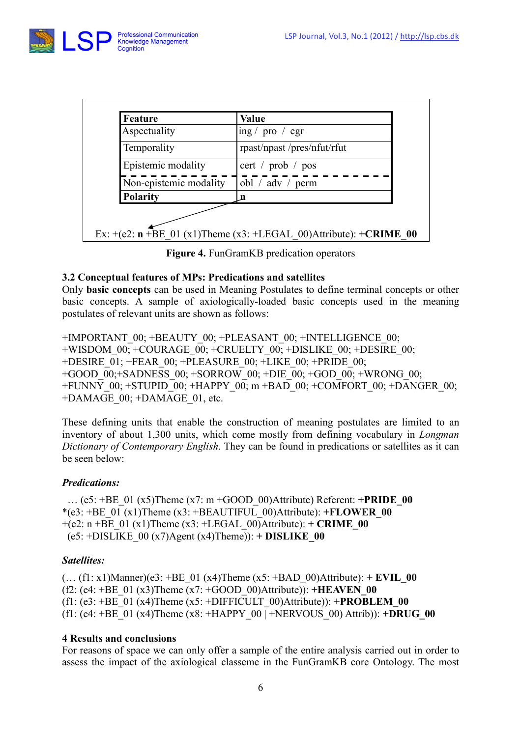| Feature | Value |
| --- | --- |
| Aspectuality | ing / pro / egr |
| Temporality | rpast/npast /pres/nfut/rfut |
| Epistemic modality | cert / prob / pos |
| Non-epistemic modality | obl / adv / perm |
| **Polarity** | **n** |

Ex: +(e2: **n** +BE_01 (x1)Theme (x3: +LEGAL_00)Attribute): **+CRIME_00**

**Figure 4.** FunGramKB predication operators

### 3.2 Conceptual features of MPs: Predications and satellites

Only **basic concepts** can be used in Meaning Postulates to define terminal concepts or other basic concepts. A sample of axiologically-loaded basic concepts used in the meaning postulates of relevant units are shown as follows:

+IMPORTANT_00; +BEAUTY_00; +PLEASANT_00; +INTELLIGENCE_00; +WISDOM_00; +COURAGE_00; +CRUELTY_00; +DISLIKE_00; +DESIRE_00; +DESIRE_01; +FEAR_00; +PLEASURE_00; +LIKE_00; +PRIDE_00; +GOOD_00;+SADNESS_00; +SORROW_00; +DIE_00; +GOD_00; +WRONG_00; +FUNNY_00; +STUPID_00; +HAPPY_00; m +BAD_00; +COMFORT_00; +DANGER_00; +DAMAGE_00; +DAMAGE_01, etc.

These defining units that enable the construction of meaning postulates are limited to an inventory of about 1,300 units, which come mostly from defining vocabulary in *Longman Dictionary of Contemporary English*. They can be found in predications or satellites as it can be seen below:

***Predications:***

… (e5: +BE_01 (x5)Theme (x7: m +GOOD_00)Attribute) Referent: **+PRIDE_00**
*(e3: +BE_01 (x1)Theme (x3: +BEAUTIFUL_00)Attribute): **+FLOWER_00**
+(e2: n +BE_01 (x1)Theme (x3: +LEGAL_00)Attribute): **+ CRIME_00**
(e5: +DISLIKE_00 (x7)Agent (x4)Theme)): **+ DISLIKE_00**

***Satellites:***

(… (f1: x1)Manner)(e3: +BE_01 (x4)Theme (x5: +BAD_00)Attribute): **+ EVIL_00**
(f2: (e4: +BE_01 (x3)Theme (x7: +GOOD_00)Attribute)): **+HEAVEN_00**
(f1: (e3: +BE_01 (x4)Theme (x5: +DIFFICULT_00)Attribute)): **+PROBLEM_00**
(f1: (e4: +BE_01 (x4)Theme (x8: +HAPPY_00 | +NERVOUS_00) Attrib)): **+DRUG_00**

## 4 Results and conclusions

For reasons of space we can only offer a sample of the entire analysis carried out in order to assess the impact of the axiological classeme in the FunGramKB core Ontology. The most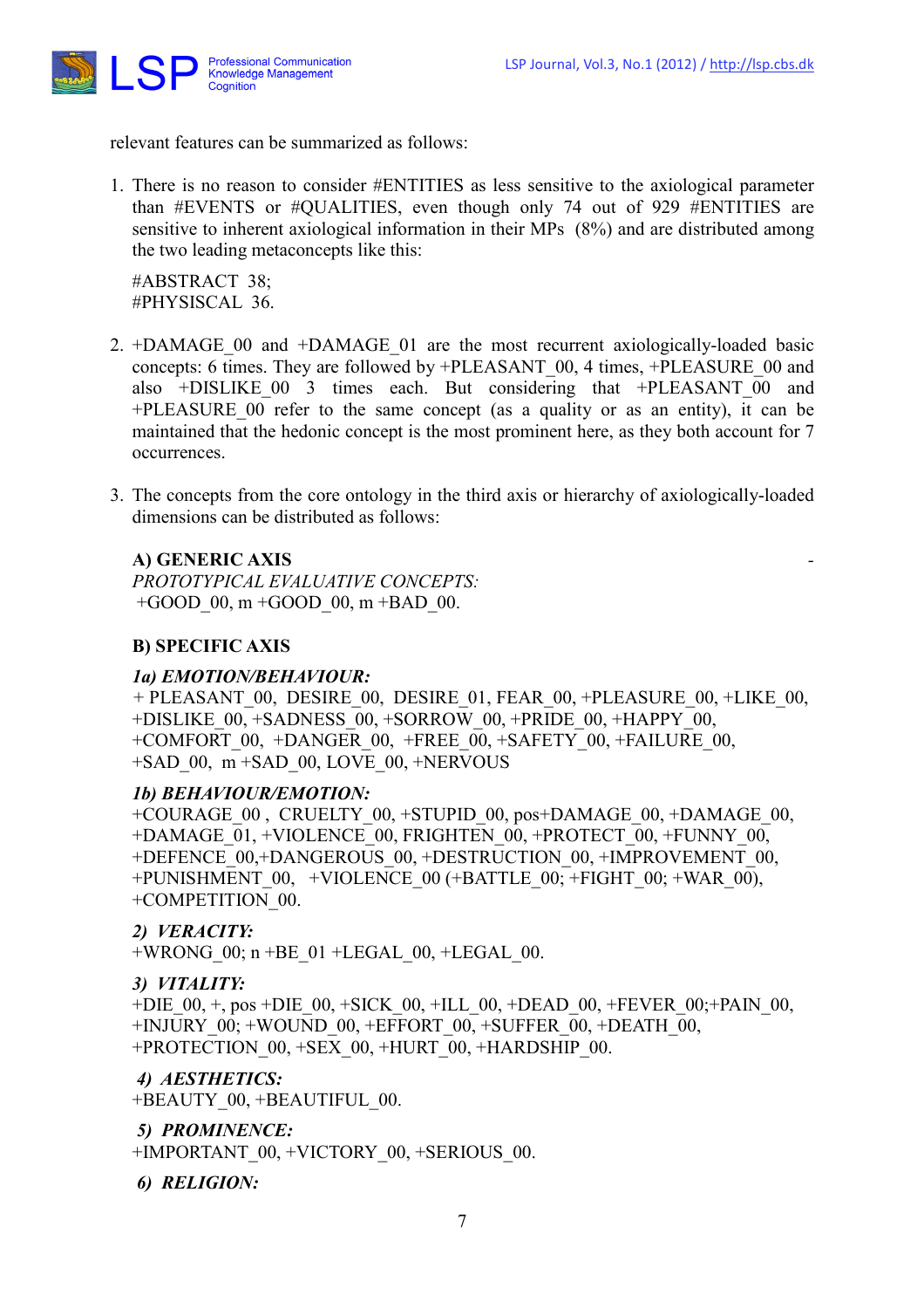relevant features can be summarized as follows:

1. There is no reason to consider #ENTITIES as less sensitive to the axiological parameter than #EVENTS or #QUALITIES, even though only 74 out of 929 #ENTITIES are sensitive to inherent axiological information in their MPs (8%) and are distributed among the two leading metaconcepts like this:

   #ABSTRACT 38;
   #PHYSISCAL 36.

2. +DAMAGE_00 and +DAMAGE_01 are the most recurrent axiologically-loaded basic concepts: 6 times. They are followed by +PLEASANT_00, 4 times, +PLEASURE_00 and also +DISLIKE_00 3 times each. But considering that +PLEASANT_00 and +PLEASURE_00 refer to the same concept (as a quality or as an entity), it can be maintained that the hedonic concept is the most prominent here, as they both account for 7 occurrences.

3. The concepts from the core ontology in the third axis or hierarchy of axiologically-loaded dimensions can be distributed as follows:

   **A) GENERIC AXIS** -
   *PROTOTYPICAL EVALUATIVE CONCEPTS:*
   +GOOD_00, m +GOOD_00, m +BAD_00.

   **B) SPECIFIC AXIS**

   ***1a) EMOTION/BEHAVIOUR:***
   + PLEASANT_00, DESIRE_00, DESIRE_01, FEAR_00, +PLEASURE_00, +LIKE_00, +DISLIKE_00, +SADNESS_00, +SORROW_00, +PRIDE_00, +HAPPY_00, +COMFORT_00, +DANGER_00, +FREE_00, +SAFETY_00, +FAILURE_00, +SAD_00, m +SAD_00, LOVE_00, +NERVOUS

   ***1b) BEHAVIOUR/EMOTION:***
   +COURAGE_00 , CRUELTY_00, +STUPID_00, pos+DAMAGE_00, +DAMAGE_00, +DAMAGE_01, +VIOLENCE_00, FRIGHTEN_00, +PROTECT_00, +FUNNY_00, +DEFENCE_00,+DANGEROUS_00, +DESTRUCTION_00, +IMPROVEMENT_00, +PUNISHMENT_00, +VIOLENCE_00 (+BATTLE_00; +FIGHT_00; +WAR_00), +COMPETITION_00.

   ***2) VERACITY:***
   +WRONG_00; n +BE_01 +LEGAL_00, +LEGAL_00.

   ***3) VITALITY:***
   +DIE_00, +, pos +DIE_00, +SICK_00, +ILL_00, +DEAD_00, +FEVER_00;+PAIN_00, +INJURY_00; +WOUND_00, +EFFORT_00, +SUFFER_00, +DEATH_00, +PROTECTION_00, +SEX_00, +HURT_00, +HARDSHIP_00.

   ***4) AESTHETICS:***
   +BEAUTY_00, +BEAUTIFUL_00.

   ***5) PROMINENCE:***
   +IMPORTANT_00, +VICTORY_00, +SERIOUS_00.

   ***6) RELIGION:***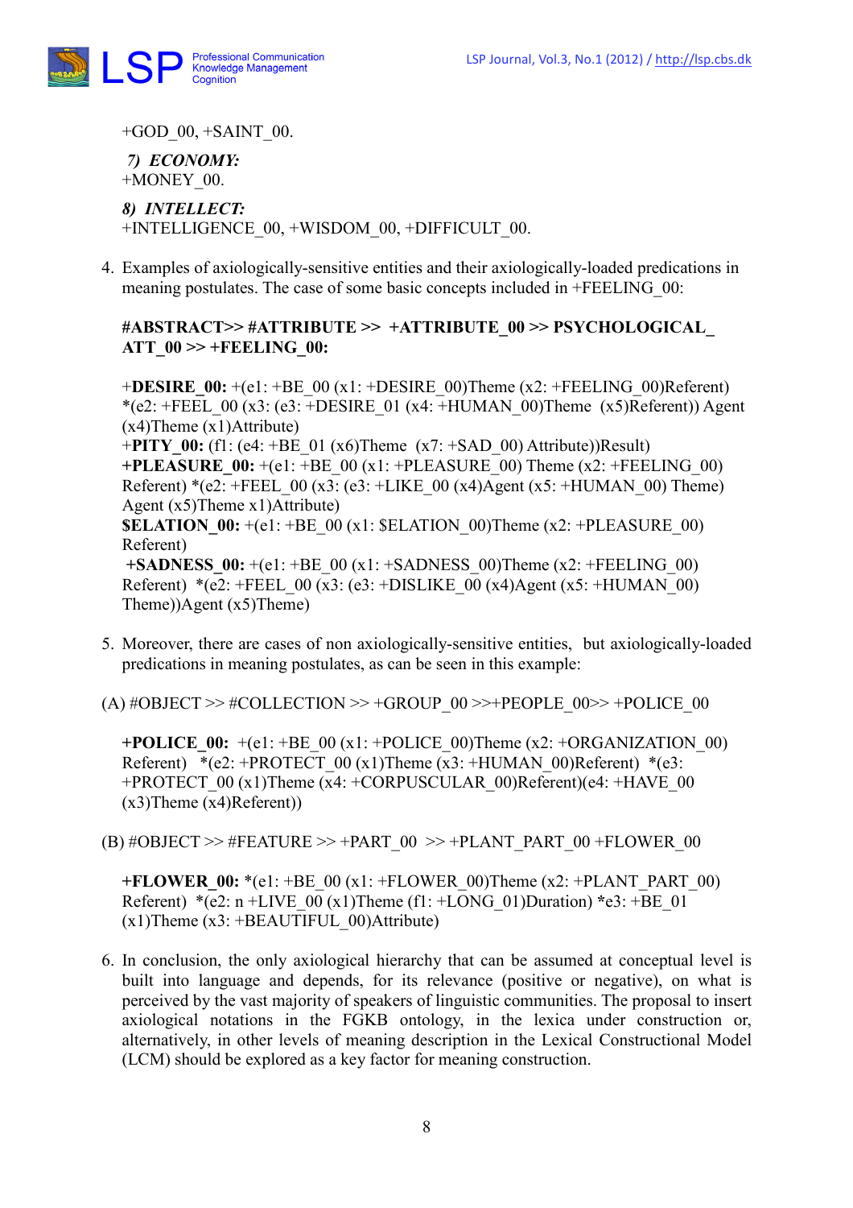+GOD_00, +SAINT_00.

*7) ECONOMY:*
+MONEY_00.

*8) INTELLECT:*
+INTELLIGENCE_00, +WISDOM_00, +DIFFICULT_00.

4. Examples of axiologically-sensitive entities and their axiologically-loaded predications in meaning postulates. The case of some basic concepts included in +FEELING_00:

   **#ABSTRACT>> #ATTRIBUTE >> +ATTRIBUTE_00 >> PSYCHOLOGICAL_ATT_00 >> +FEELING_00:**

   +**DESIRE_00:** +(e1: +BE_00 (x1: +DESIRE_00)Theme (x2: +FEELING_00)Referent) *(e2: +FEEL_00 (x3: (e3: +DESIRE_01 (x4: +HUMAN_00)Theme (x5)Referent)) Agent (x4)Theme (x1)Attribute)
   +**PITY_00:** (f1: (e4: +BE_01 (x6)Theme (x7: +SAD_00) Attribute))Result)
   **+PLEASURE_00:** +(e1: +BE_00 (x1: +PLEASURE_00) Theme (x2: +FEELING_00) Referent) *(e2: +FEEL_00 (x3: (e3: +LIKE_00 (x4)Agent (x5: +HUMAN_00) Theme) Agent (x5)Theme x1)Attribute)
   **$ELATION_00:** +(e1: +BE_00 (x1: $ELATION_00)Theme (x2: +PLEASURE_00) Referent)
   **+SADNESS_00:** +(e1: +BE_00 (x1: +SADNESS_00)Theme (x2: +FEELING_00) Referent) *(e2: +FEEL_00 (x3: (e3: +DISLIKE_00 (x4)Agent (x5: +HUMAN_00) Theme))Agent (x5)Theme)

5. Moreover, there are cases of non axiologically-sensitive entities, but axiologically-loaded predications in meaning postulates, as can be seen in this example:

(A) #OBJECT >> #COLLECTION >> +GROUP_00 >>+PEOPLE_00>> +POLICE_00

   **+POLICE_00:** +(e1: +BE_00 (x1: +POLICE_00)Theme (x2: +ORGANIZATION_00) Referent) *(e2: +PROTECT_00 (x1)Theme (x3: +HUMAN_00)Referent) *(e3: +PROTECT_00 (x1)Theme (x4: +CORPUSCULAR_00)Referent)(e4: +HAVE_00 (x3)Theme (x4)Referent))

(B) #OBJECT >> #FEATURE >> +PART_00 >> +PLANT_PART_00 +FLOWER_00

   **+FLOWER_00:** *(e1: +BE_00 (x1: +FLOWER_00)Theme (x2: +PLANT_PART_00) Referent) *(e2: n +LIVE_00 (x1)Theme (f1: +LONG_01)Duration) **\***e3: +BE_01 (x1)Theme (x3: +BEAUTIFUL_00)Attribute)

6. In conclusion, the only axiological hierarchy that can be assumed at conceptual level is built into language and depends, for its relevance (positive or negative), on what is perceived by the vast majority of speakers of linguistic communities. The proposal to insert axiological notations in the FGKB ontology, in the lexica under construction or, alternatively, in other levels of meaning description in the Lexical Constructional Model (LCM) should be explored as a key factor for meaning construction.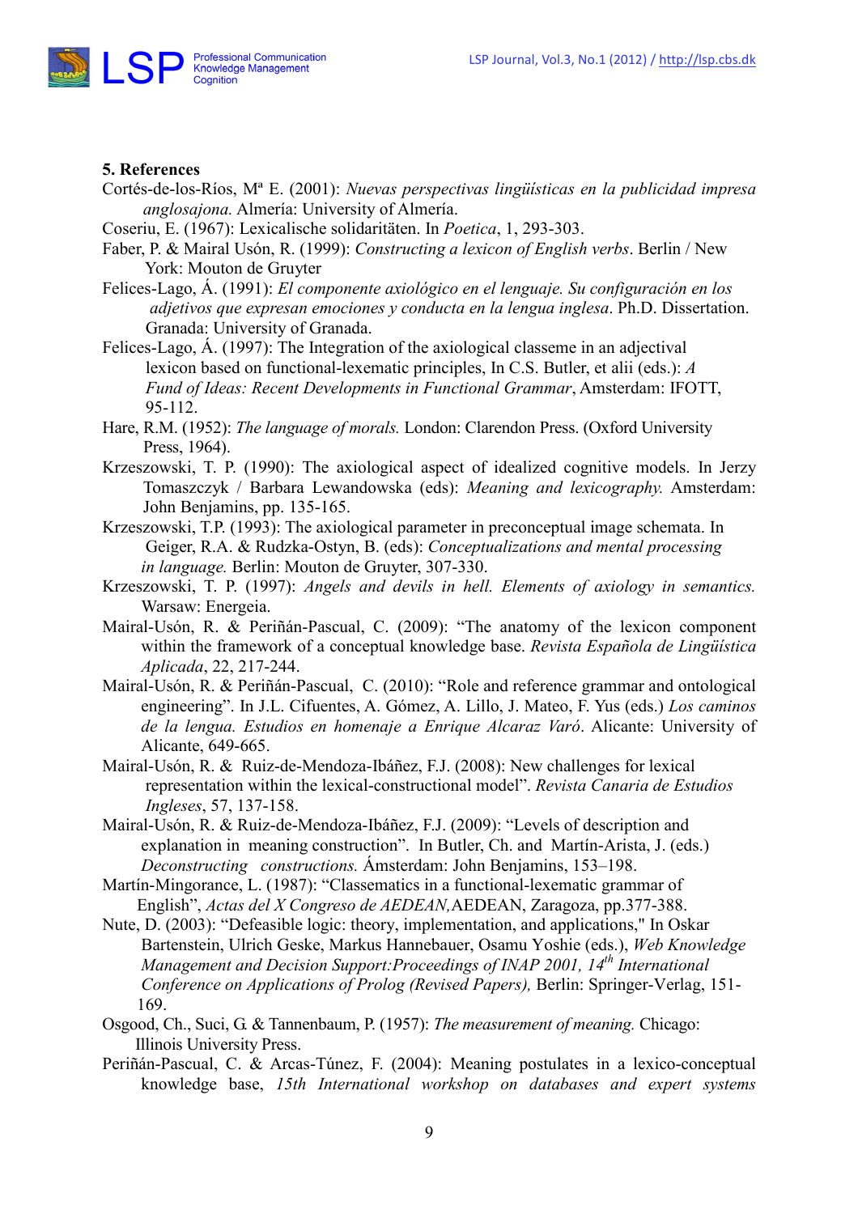## 5. References

Cortés-de-los-Ríos, Mª E. (2001): *Nuevas perspectivas lingüísticas en la publicidad impresa anglosajona.* Almería: University of Almería.

Coseriu, E. (1967): Lexicalische solidaritäten. In *Poetica*, 1, 293-303.

Faber, P. & Mairal Usón, R. (1999): *Constructing a lexicon of English verbs*. Berlin / New York: Mouton de Gruyter

Felices-Lago, Á. (1991): *El componente axiológico en el lenguaje. Su configuración en los adjetivos que expresan emociones y conducta en la lengua inglesa*. Ph.D. Dissertation. Granada: University of Granada.

Felices-Lago, Á. (1997): The Integration of the axiological classeme in an adjectival lexicon based on functional-lexematic principles, In C.S. Butler, et alii (eds.): *A Fund of Ideas: Recent Developments in Functional Grammar*, Amsterdam: IFOTT, 95-112.

Hare, R.M. (1952): *The language of morals.* London: Clarendon Press. (Oxford University Press, 1964).

Krzeszowski, T. P. (1990): The axiological aspect of idealized cognitive models. In Jerzy Tomaszczyk / Barbara Lewandowska (eds): *Meaning and lexicography.* Amsterdam: John Benjamins, pp. 135-165.

Krzeszowski, T.P. (1993): The axiological parameter in preconceptual image schemata. In Geiger, R.A. & Rudzka-Ostyn, B. (eds): *Conceptualizations and mental processing in language.* Berlin: Mouton de Gruyter, 307-330.

Krzeszowski, T. P. (1997): *Angels and devils in hell. Elements of axiology in semantics.* Warsaw: Energeia.

Mairal-Usón, R. & Periñán-Pascual, C. (2009): "The anatomy of the lexicon component within the framework of a conceptual knowledge base. *Revista Española de Lingüística Aplicada*, 22, 217-244.

Mairal-Usón, R. & Periñán-Pascual, C. (2010): "Role and reference grammar and ontological engineering". In J.L. Cifuentes, A. Gómez, A. Lillo, J. Mateo, F. Yus (eds.) *Los caminos de la lengua. Estudios en homenaje a Enrique Alcaraz Varó*. Alicante: University of Alicante, 649-665.

Mairal-Usón, R. & Ruiz-de-Mendoza-Ibáñez, F.J. (2008): New challenges for lexical representation within the lexical-constructional model". *Revista Canaria de Estudios Ingleses*, 57, 137-158.

Mairal-Usón, R. & Ruiz-de-Mendoza-Ibáñez, F.J. (2009): "Levels of description and explanation in meaning construction". In Butler, Ch. and Martín-Arista, J. (eds.) *Deconstructing constructions.* Ámsterdam: John Benjamins, 153–198.

Martín-Mingorance, L. (1987): "Classematics in a functional-lexematic grammar of English", *Actas del X Congreso de AEDEAN,*AEDEAN, Zaragoza, pp.377-388.

Nute, D. (2003): "Defeasible logic: theory, implementation, and applications," In Oskar Bartenstein, Ulrich Geske, Markus Hannebauer, Osamu Yoshie (eds.), *Web Knowledge Management and Decision Support:Proceedings of INAP 2001, 14th International Conference on Applications of Prolog (Revised Papers),* Berlin: Springer-Verlag, 151-169.

Osgood, Ch., Suci, G. & Tannenbaum, P. (1957): *The measurement of meaning.* Chicago: Illinois University Press.

Periñán-Pascual, C. & Arcas-Túnez, F. (2004): Meaning postulates in a lexico-conceptual knowledge base, *15th International workshop on databases and expert systems*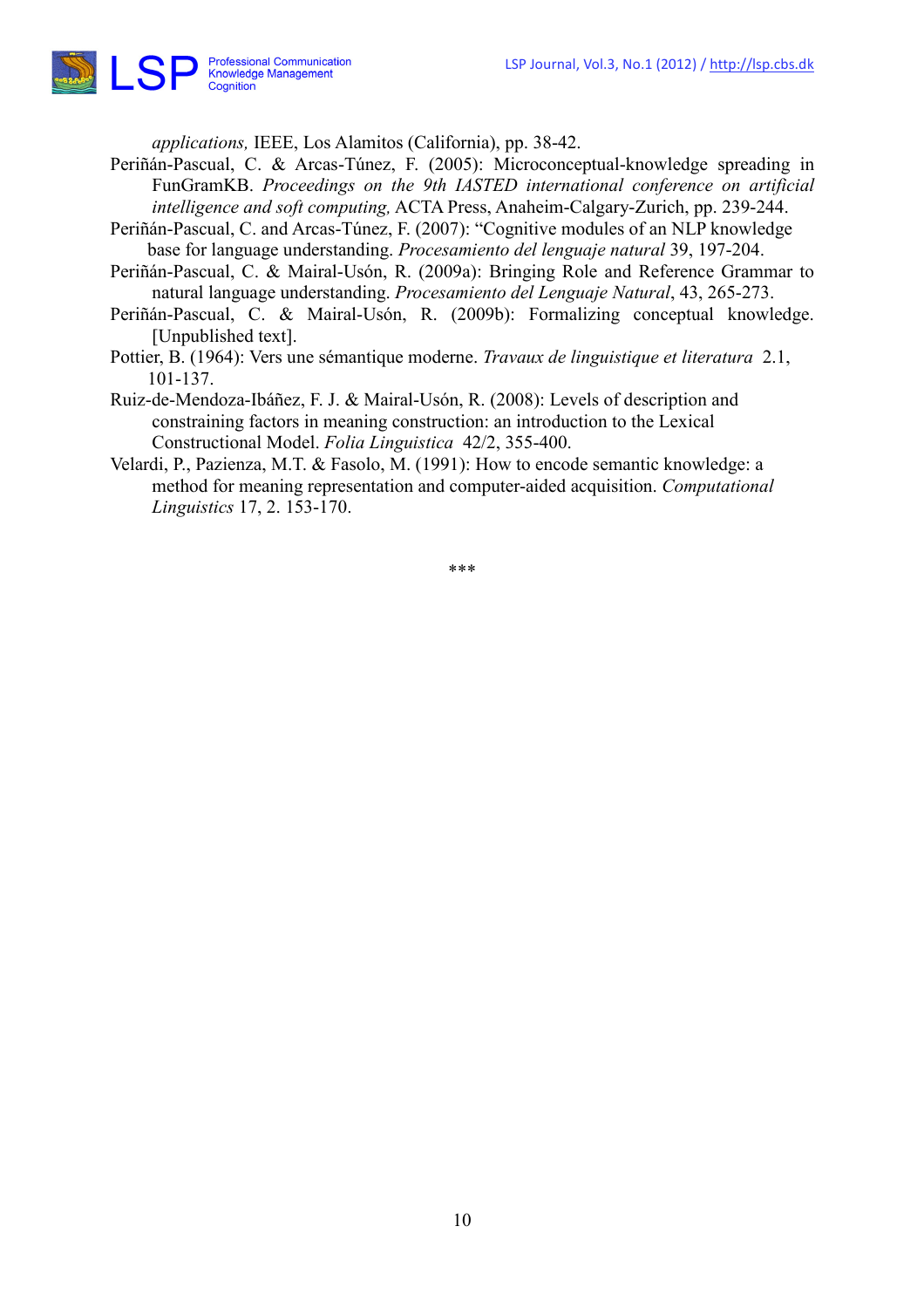*applications,* IEEE, Los Alamitos (California), pp. 38-42.

Periñán-Pascual, C. & Arcas-Túnez, F. (2005): Microconceptual-knowledge spreading in FunGramKB. *Proceedings on the 9th IASTED international conference on artificial intelligence and soft computing,* ACTA Press, Anaheim-Calgary-Zurich, pp. 239-244.

Periñán-Pascual, C. and Arcas-Túnez, F. (2007): "Cognitive modules of an NLP knowledge base for language understanding. *Procesamiento del lenguaje natural* 39, 197-204.

Periñán-Pascual, C. & Mairal-Usón, R. (2009a): Bringing Role and Reference Grammar to natural language understanding. *Procesamiento del Lenguaje Natural*, 43, 265-273.

Periñán-Pascual, C. & Mairal-Usón, R. (2009b): Formalizing conceptual knowledge. [Unpublished text].

Pottier, B. (1964): Vers une sémantique moderne. *Travaux de linguistique et literatura* 2.1, 101-137.

Ruiz-de-Mendoza-Ibáñez, F. J. & Mairal-Usón, R. (2008): Levels of description and constraining factors in meaning construction: an introduction to the Lexical Constructional Model. *Folia Linguistica* 42/2, 355-400.

Velardi, P., Pazienza, M.T. & Fasolo, M. (1991): How to encode semantic knowledge: a method for meaning representation and computer-aided acquisition. *Computational Linguistics* 17, 2. 153-170.

\*\*\*